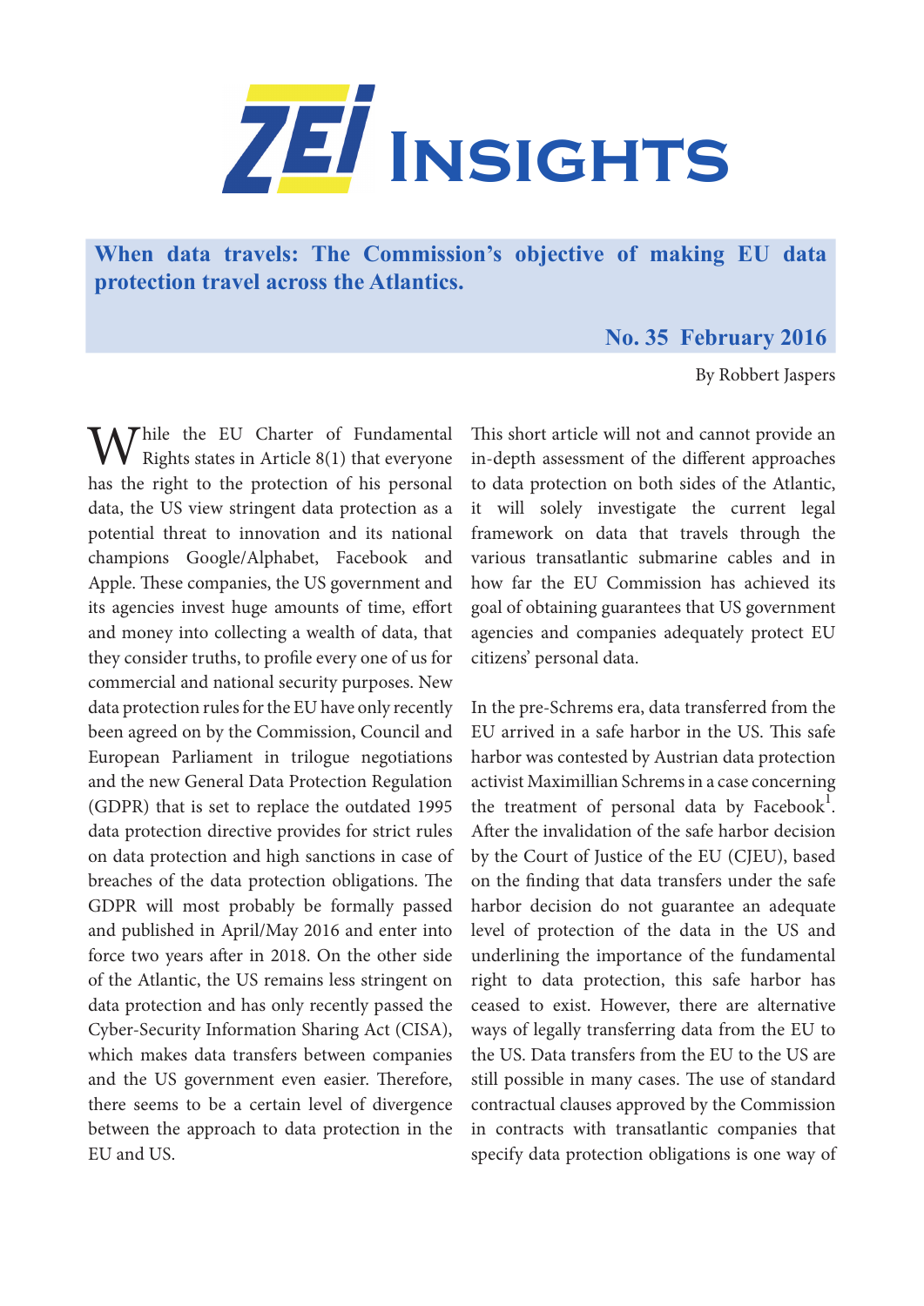# ZEI Insights

## When data travels: The Commission's objective of making EU data protection travel across the Atlantics.

**No. 35 February 2016**

By Robbert Jaspers

While the EU Charter of Fundamental Rights states in Article 8(1) that everyone has the right to the protection of his personal data, the US view stringent data protection as a potential threat to innovation and its national champions Google/Alphabet, Facebook and Apple. These companies, the US government and its agencies invest huge amounts of time, effort and money into collecting a wealth of data, that they consider truths, to profile every one of us for commercial and national security purposes. New data protection rules for the EU have only recently been agreed on by the Commission, Council and European Parliament in trilogue negotiations and the new General Data Protection Regulation (GDPR) that is set to replace the outdated 1995 data protection directive provides for strict rules on data protection and high sanctions in case of breaches of the data protection obligations. The GDPR will most probably be formally passed and published in April/May 2016 and enter into force two years after in 2018. On the other side of the Atlantic, the US remains less stringent on data protection and has only recently passed the Cyber-Security Information Sharing Act (CISA), which makes data transfers between companies and the US government even easier. Therefore, there seems to be a certain level of divergence between the approach to data protection in the EU and US.

This short article will not and cannot provide an in-depth assessment of the different approaches to data protection on both sides of the Atlantic, it will solely investigate the current legal framework on data that travels through the various transatlantic submarine cables and in how far the EU Commission has achieved its goal of obtaining guarantees that US government agencies and companies adequately protect EU citizens' personal data.

In the pre-Schrems era, data transferred from the EU arrived in a safe harbor in the US. This safe harbor was contested by Austrian data protection activist Maximillian Schrems in a case concerning the treatment of personal data by Facebook[1]. After the invalidation of the safe harbor decision by the Court of Justice of the EU (CJEU), based on the finding that data transfers under the safe harbor decision do not guarantee an adequate level of protection of the data in the US and underlining the importance of the fundamental right to data protection, this safe harbor has ceased to exist. However, there are alternative ways of legally transferring data from the EU to the US. Data transfers from the EU to the US are still possible in many cases. The use of standard contractual clauses approved by the Commission in contracts with transatlantic companies that specify data protection obligations is one way of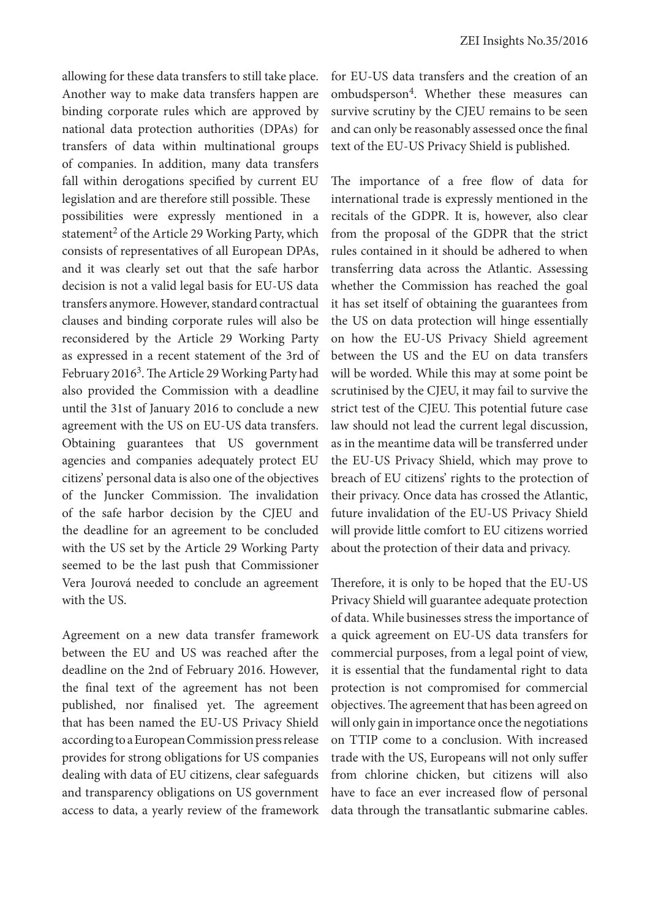allowing for these data transfers to still take place. Another way to make data transfers happen are binding corporate rules which are approved by national data protection authorities (DPAs) for transfers of data within multinational groups of companies. In addition, many data transfers fall within derogations specified by current EU legislation and are therefore still possible. These possibilities were expressly mentioned in a statement[2] of the Article 29 Working Party, which consists of representatives of all European DPAs, and it was clearly set out that the safe harbor decision is not a valid legal basis for EU-US data transfers anymore. However, standard contractual clauses and binding corporate rules will also be reconsidered by the Article 29 Working Party as expressed in a recent statement of the 3rd of February 2016[3]. The Article 29 Working Party had also provided the Commission with a deadline until the 31st of January 2016 to conclude a new agreement with the US on EU-US data transfers. Obtaining guarantees that US government agencies and companies adequately protect EU citizens' personal data is also one of the objectives of the Juncker Commission. The invalidation of the safe harbor decision by the CJEU and the deadline for an agreement to be concluded with the US set by the Article 29 Working Party seemed to be the last push that Commissioner Vera Jourová needed to conclude an agreement with the US.

Agreement on a new data transfer framework between the EU and US was reached after the deadline on the 2nd of February 2016. However, the final text of the agreement has not been published, nor finalised yet. The agreement that has been named the EU-US Privacy Shield according to a European Commission press release provides for strong obligations for US companies dealing with data of EU citizens, clear safeguards and transparency obligations on US government access to data, a yearly review of the framework for EU-US data transfers and the creation of an ombudsperson[4]. Whether these measures can survive scrutiny by the CJEU remains to be seen and can only be reasonably assessed once the final text of the EU-US Privacy Shield is published.

The importance of a free flow of data for international trade is expressly mentioned in the recitals of the GDPR. It is, however, also clear from the proposal of the GDPR that the strict rules contained in it should be adhered to when transferring data across the Atlantic. Assessing whether the Commission has reached the goal it has set itself of obtaining the guarantees from the US on data protection will hinge essentially on how the EU-US Privacy Shield agreement between the US and the EU on data transfers will be worded. While this may at some point be scrutinised by the CJEU, it may fail to survive the strict test of the CJEU. This potential future case law should not lead the current legal discussion, as in the meantime data will be transferred under the EU-US Privacy Shield, which may prove to breach of EU citizens' rights to the protection of their privacy. Once data has crossed the Atlantic, future invalidation of the EU-US Privacy Shield will provide little comfort to EU citizens worried about the protection of their data and privacy.

Therefore, it is only to be hoped that the EU-US Privacy Shield will guarantee adequate protection of data. While businesses stress the importance of a quick agreement on EU-US data transfers for commercial purposes, from a legal point of view, it is essential that the fundamental right to data protection is not compromised for commercial objectives. The agreement that has been agreed on will only gain in importance once the negotiations on TTIP come to a conclusion. With increased trade with the US, Europeans will not only suffer from chlorine chicken, but citizens will also have to face an ever increased flow of personal data through the transatlantic submarine cables.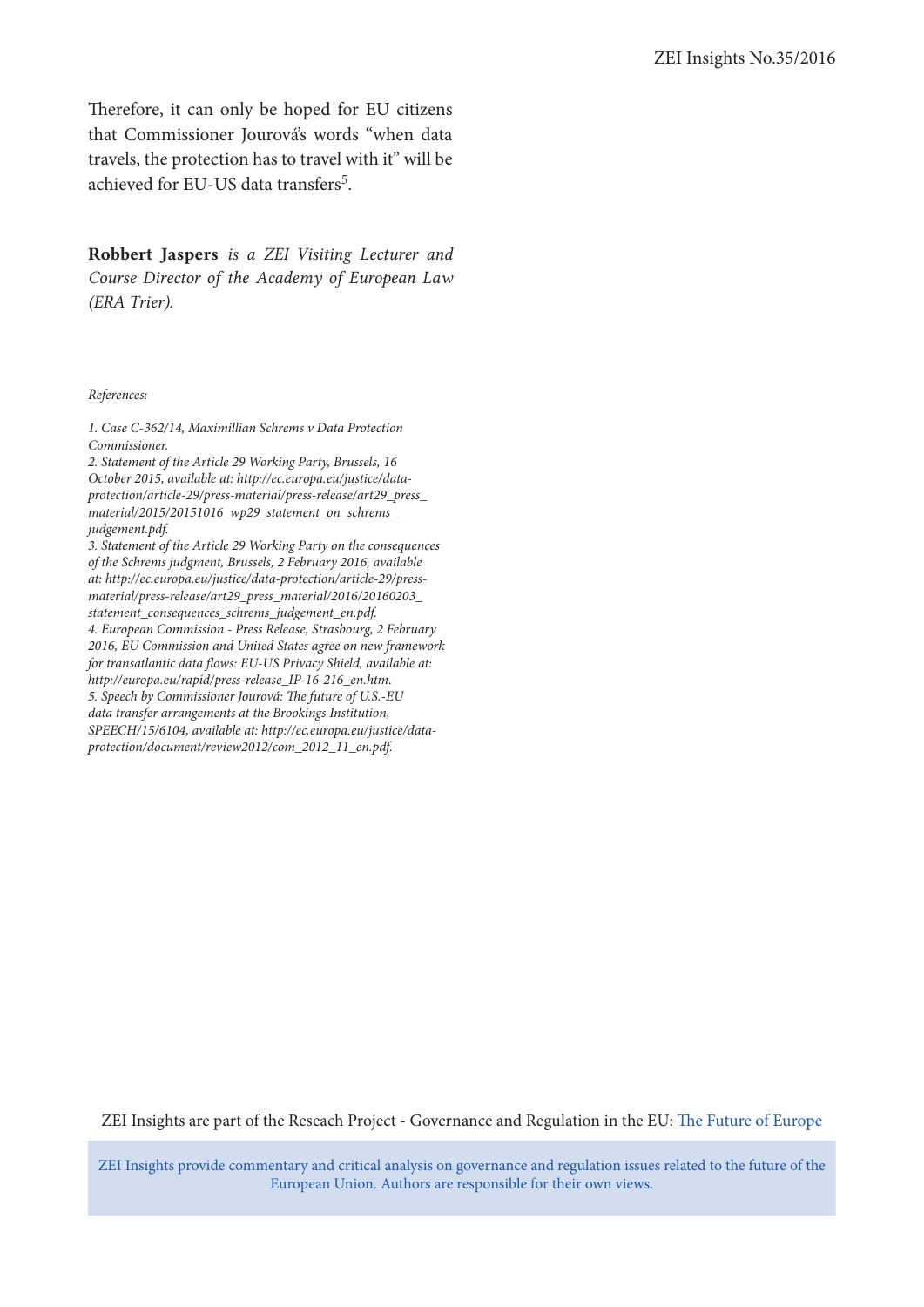Therefore, it can only be hoped for EU citizens that Commissioner Jourová's words "when data travels, the protection has to travel with it" will be achieved for EU-US data transfers[5].

**Robbert Jaspers** *is a ZEI Visiting Lecturer and Course Director of the Academy of European Law (ERA Trier).*

*References:*

*1. Case C-362/14, Maximillian Schrems v Data Protection Commissioner.*
*2. Statement of the Article 29 Working Party, Brussels, 16 October 2015, available at: http://ec.europa.eu/justice/data-protection/article-29/press-material/press-release/art29_press_material/2015/20151016_wp29_statement_on_schrems_judgement.pdf.*
*3. Statement of the Article 29 Working Party on the consequences of the Schrems judgment, Brussels, 2 February 2016, available at: http://ec.europa.eu/justice/data-protection/article-29/press-material/press-release/art29_press_material/2016/20160203_statement_consequences_schrems_judgement_en.pdf.*
*4. European Commission - Press Release, Strasbourg, 2 February 2016, EU Commission and United States agree on new framework for transatlantic data flows: EU-US Privacy Shield, available at: http://europa.eu/rapid/press-release_IP-16-216_en.htm.*
*5. Speech by Commissioner Jourová: The future of U.S.-EU data transfer arrangements at the Brookings Institution, SPEECH/15/6104, available at: http://ec.europa.eu/justice/data-protection/document/review2012/com_2012_11_en.pdf.*

ZEI Insights are part of the Reseach Project - Governance and Regulation in the EU: The Future of Europe

ZEI Insights provide commentary and critical analysis on governance and regulation issues related to the future of the European Union. Authors are responsible for their own views.